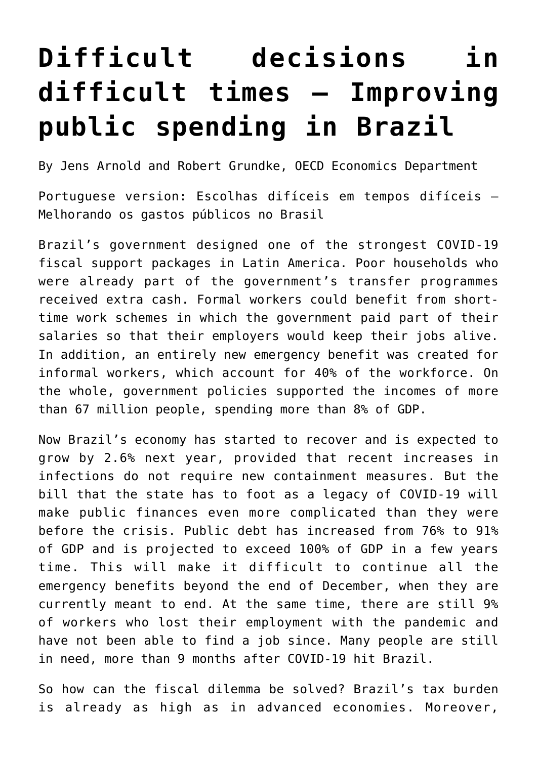# Difficult decisions in difficult times – Improving public spending in Brazil

By Jens Arnold and Robert Grundke, OECD Economics Department

Portuguese version: Escolhas difíceis em tempos difíceis – Melhorando os gastos públicos no Brasil

Brazil's government designed one of the strongest COVID-19 fiscal support packages in Latin America. Poor households who were already part of the government's transfer programmes received extra cash. Formal workers could benefit from short-time work schemes in which the government paid part of their salaries so that their employers would keep their jobs alive. In addition, an entirely new emergency benefit was created for informal workers, which account for 40% of the workforce. On the whole, government policies supported the incomes of more than 67 million people, spending more than 8% of GDP.

Now Brazil's economy has started to recover and is expected to grow by 2.6% next year, provided that recent increases in infections do not require new containment measures. But the bill that the state has to foot as a legacy of COVID-19 will make public finances even more complicated than they were before the crisis. Public debt has increased from 76% to 91% of GDP and is projected to exceed 100% of GDP in a few years time. This will make it difficult to continue all the emergency benefits beyond the end of December, when they are currently meant to end. At the same time, there are still 9% of workers who lost their employment with the pandemic and have not been able to find a job since. Many people are still in need, more than 9 months after COVID-19 hit Brazil.

So how can the fiscal dilemma be solved? Brazil's tax burden is already as high as in advanced economies. Moreover,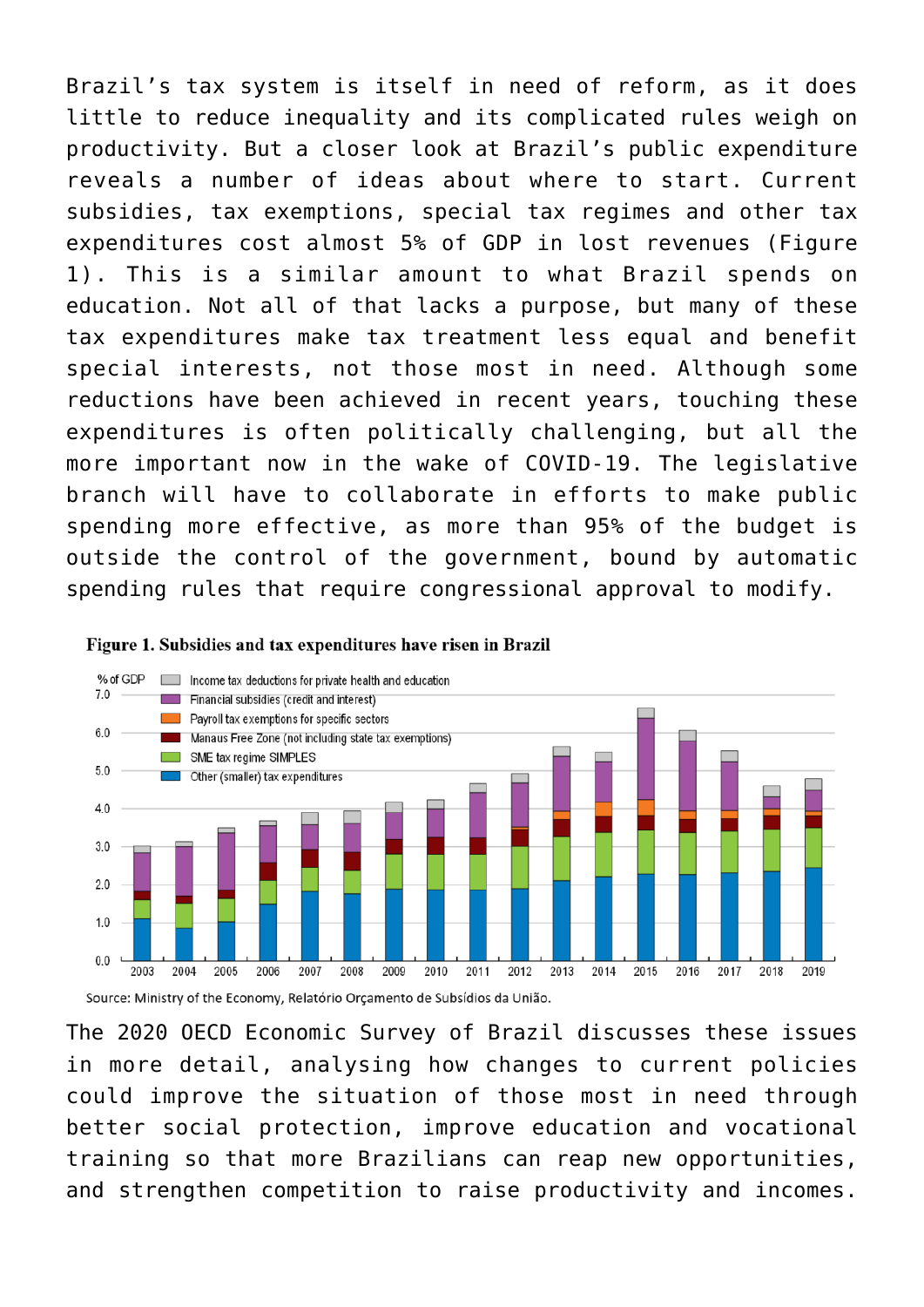Brazil's tax system is itself in need of reform, as it does little to reduce inequality and its complicated rules weigh on productivity. But a closer look at Brazil's public expenditure reveals a number of ideas about where to start. Current subsidies, tax exemptions, special tax regimes and other tax expenditures cost almost 5% of GDP in lost revenues (Figure 1). This is a similar amount to what Brazil spends on education. Not all of that lacks a purpose, but many of these tax expenditures make tax treatment less equal and benefit special interests, not those most in need. Although some reductions have been achieved in recent years, touching these expenditures is often politically challenging, but all the more important now in the wake of COVID-19. The legislative branch will have to collaborate in efforts to make public spending more effective, as more than 95% of the budget is outside the control of the government, bound by automatic spending rules that require congressional approval to modify.

**Figure 1. Subsidies and tax expenditures have risen in Brazil**

Source: Ministry of the Economy, Relatório Orçamento de Subsídios da União.

The 2020 OECD Economic Survey of Brazil discusses these issues in more detail, analysing how changes to current policies could improve the situation of those most in need through better social protection, improve education and vocational training so that more Brazilians can reap new opportunities, and strengthen competition to raise productivity and incomes.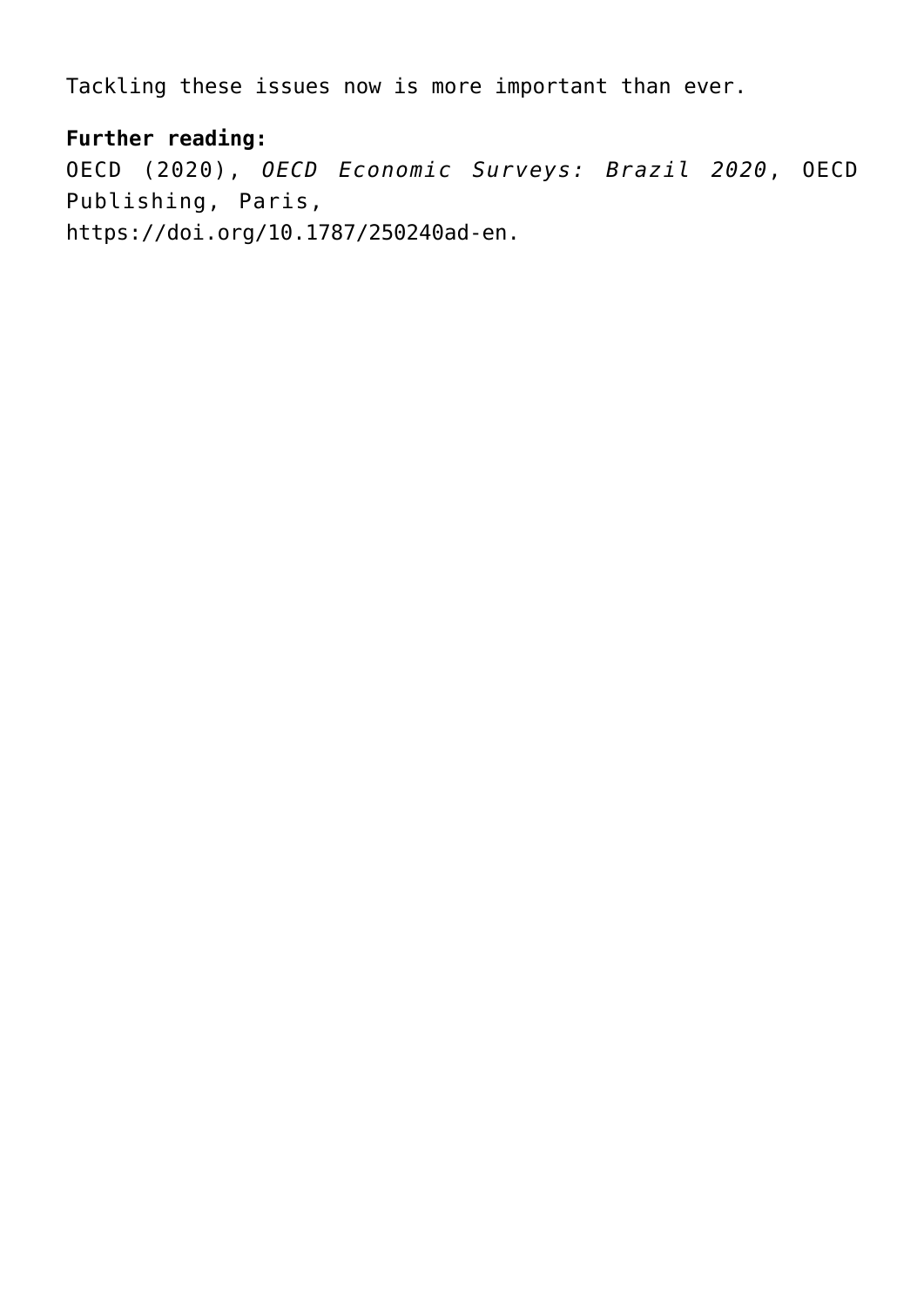Tackling these issues now is more important than ever.

**Further reading:**

OECD (2020), *OECD Economic Surveys: Brazil 2020*, OECD Publishing, Paris, https://doi.org/10.1787/250240ad-en.